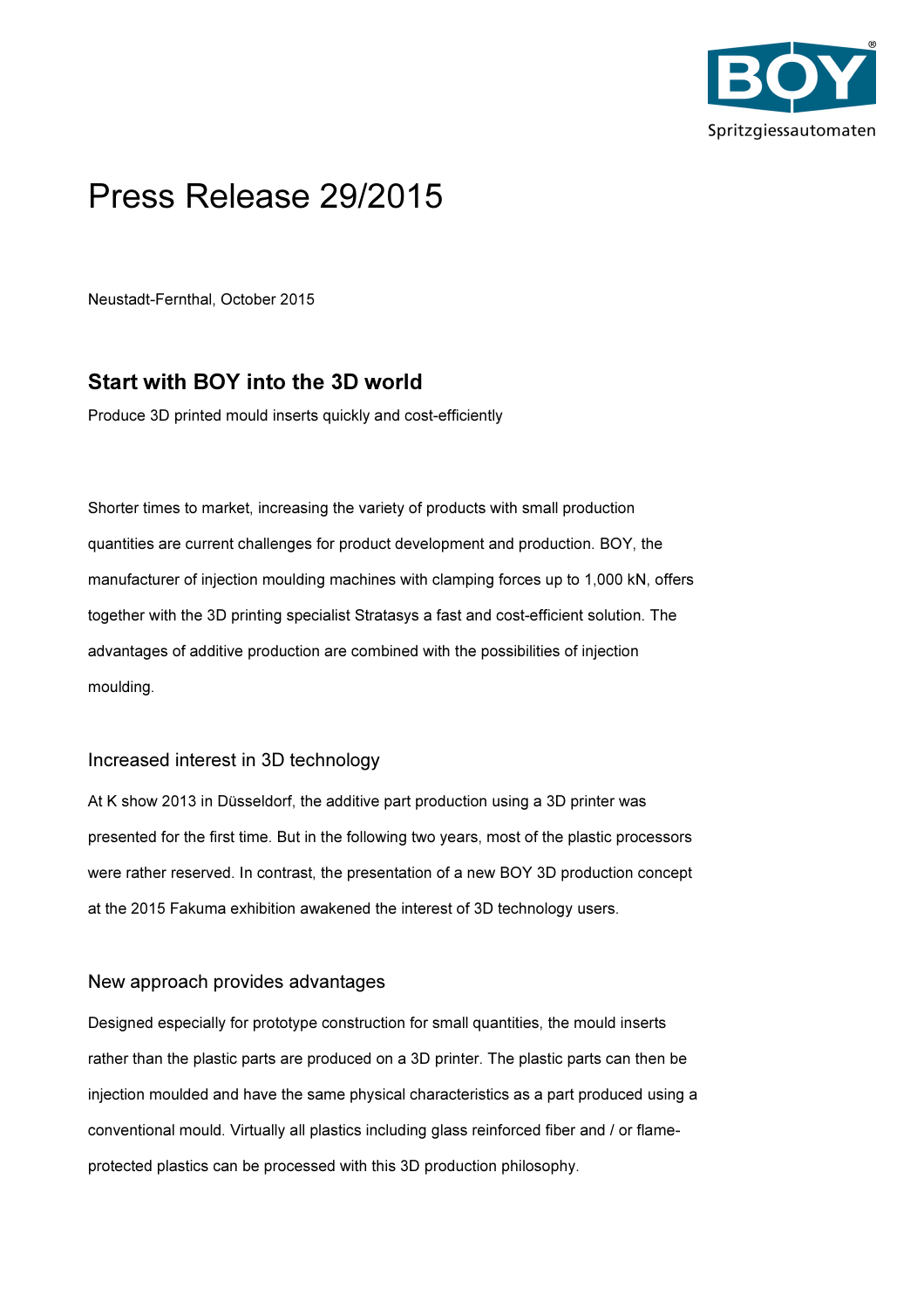# Press Release 29/2015

Neustadt-Fernthal, October 2015

## Start with BOY into the 3D world

Produce 3D printed mould inserts quickly and cost-efficiently

Shorter times to market, increasing the variety of products with small production quantities are current challenges for product development and production. BOY, the manufacturer of injection moulding machines with clamping forces up to 1,000 kN, offers together with the 3D printing specialist Stratasys a fast and cost-efficient solution. The advantages of additive production are combined with the possibilities of injection moulding.

### Increased interest in 3D technology

At K show 2013 in Düsseldorf, the additive part production using a 3D printer was presented for the first time. But in the following two years, most of the plastic processors were rather reserved. In contrast, the presentation of a new BOY 3D production concept at the 2015 Fakuma exhibition awakened the interest of 3D technology users.

### New approach provides advantages

Designed especially for prototype construction for small quantities, the mould inserts rather than the plastic parts are produced on a 3D printer. The plastic parts can then be injection moulded and have the same physical characteristics as a part produced using a conventional mould. Virtually all plastics including glass reinforced fiber and / or flame-protected plastics can be processed with this 3D production philosophy.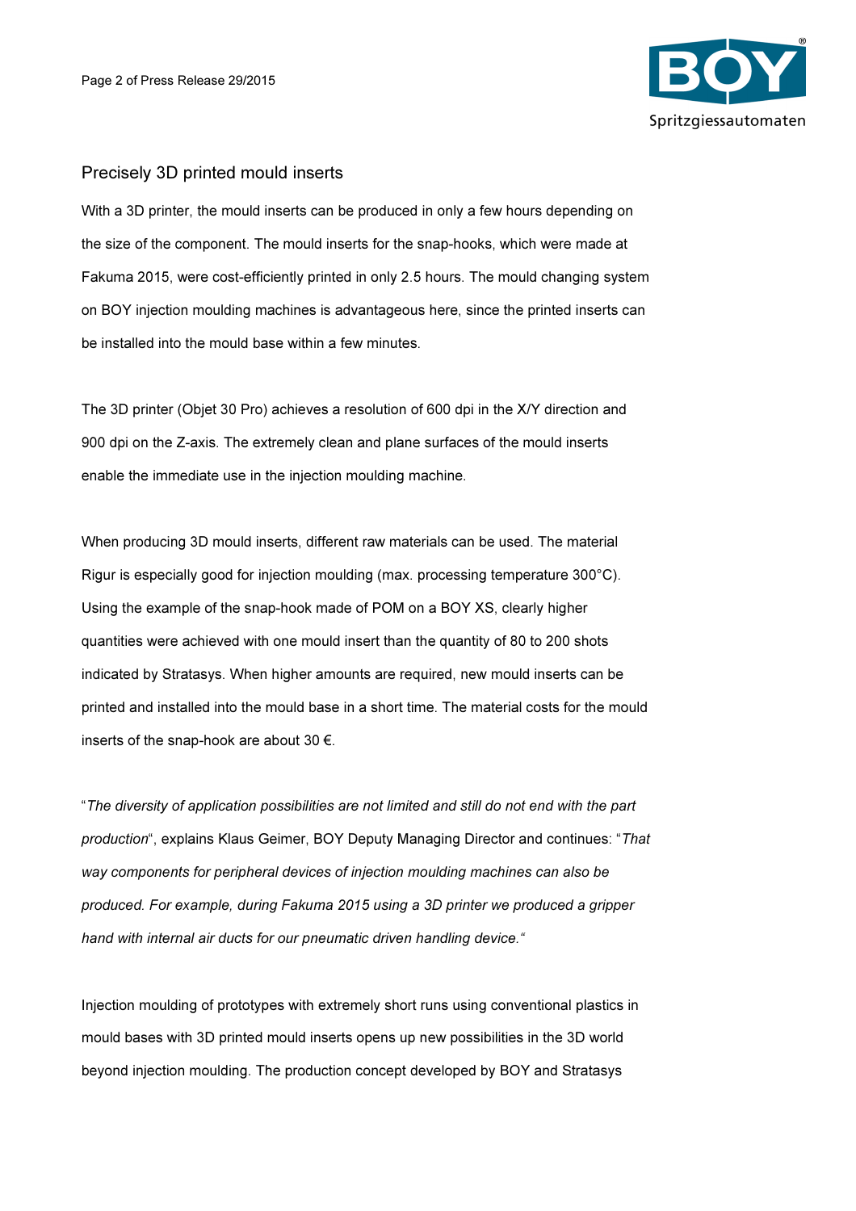## Precisely 3D printed mould inserts

With a 3D printer, the mould inserts can be produced in only a few hours depending on the size of the component. The mould inserts for the snap-hooks, which were made at Fakuma 2015, were cost-efficiently printed in only 2.5 hours. The mould changing system on BOY injection moulding machines is advantageous here, since the printed inserts can be installed into the mould base within a few minutes.

The 3D printer (Objet 30 Pro) achieves a resolution of 600 dpi in the X/Y direction and 900 dpi on the Z-axis. The extremely clean and plane surfaces of the mould inserts enable the immediate use in the injection moulding machine.

When producing 3D mould inserts, different raw materials can be used. The material Rigur is especially good for injection moulding (max. processing temperature 300°C). Using the example of the snap-hook made of POM on a BOY XS, clearly higher quantities were achieved with one mould insert than the quantity of 80 to 200 shots indicated by Stratasys. When higher amounts are required, new mould inserts can be printed and installed into the mould base in a short time. The material costs for the mould inserts of the snap-hook are about 30 €.

"*The diversity of application possibilities are not limited and still do not end with the part production*", explains Klaus Geimer, BOY Deputy Managing Director and continues: "*That way components for peripheral devices of injection moulding machines can also be produced. For example, during Fakuma 2015 using a 3D printer we produced a gripper hand with internal air ducts for our pneumatic driven handling device.*"

Injection moulding of prototypes with extremely short runs using conventional plastics in mould bases with 3D printed mould inserts opens up new possibilities in the 3D world beyond injection moulding. The production concept developed by BOY and Stratasys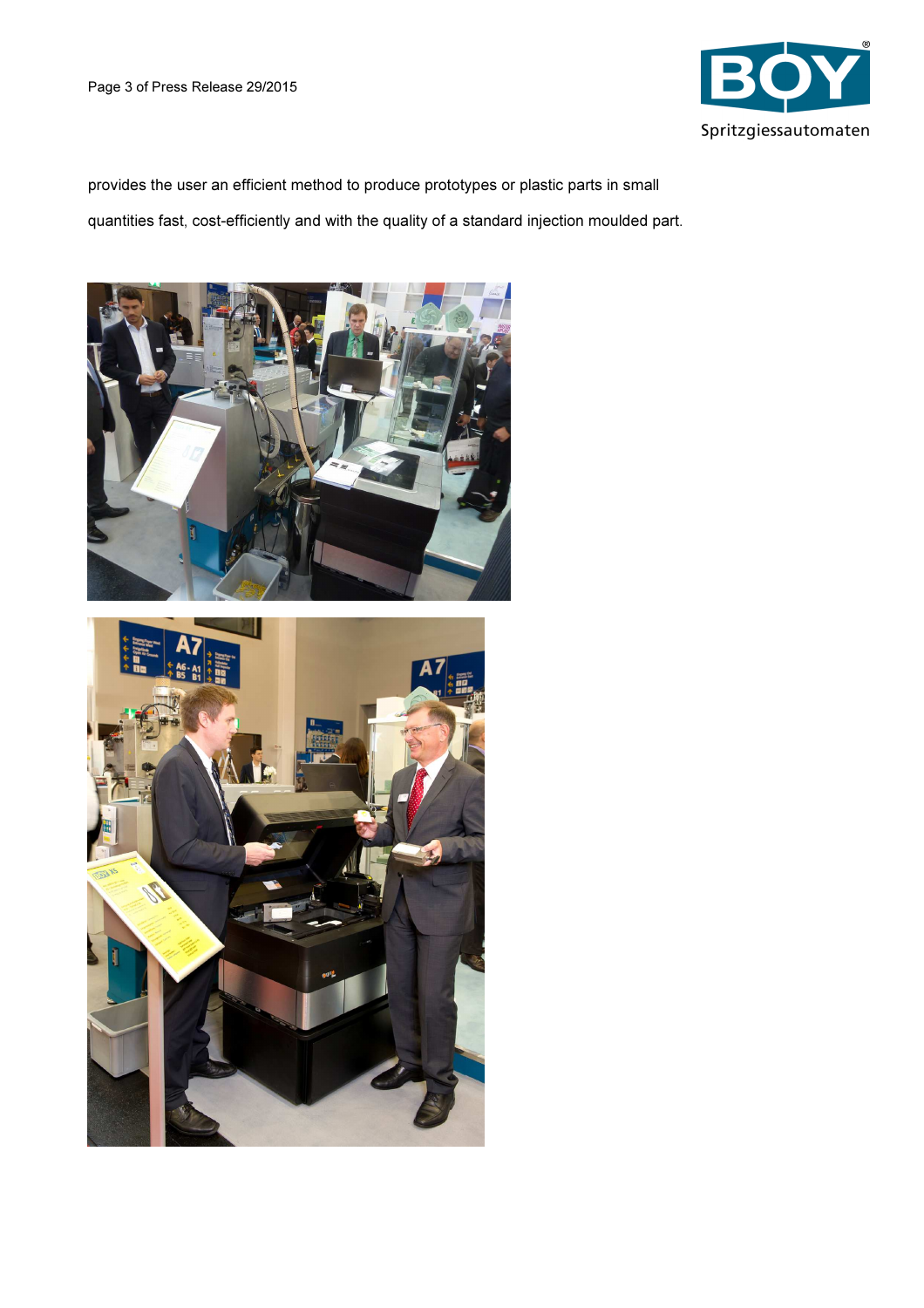provides the user an efficient method to produce prototypes or plastic parts in small quantities fast, cost-efficiently and with the quality of a standard injection moulded part.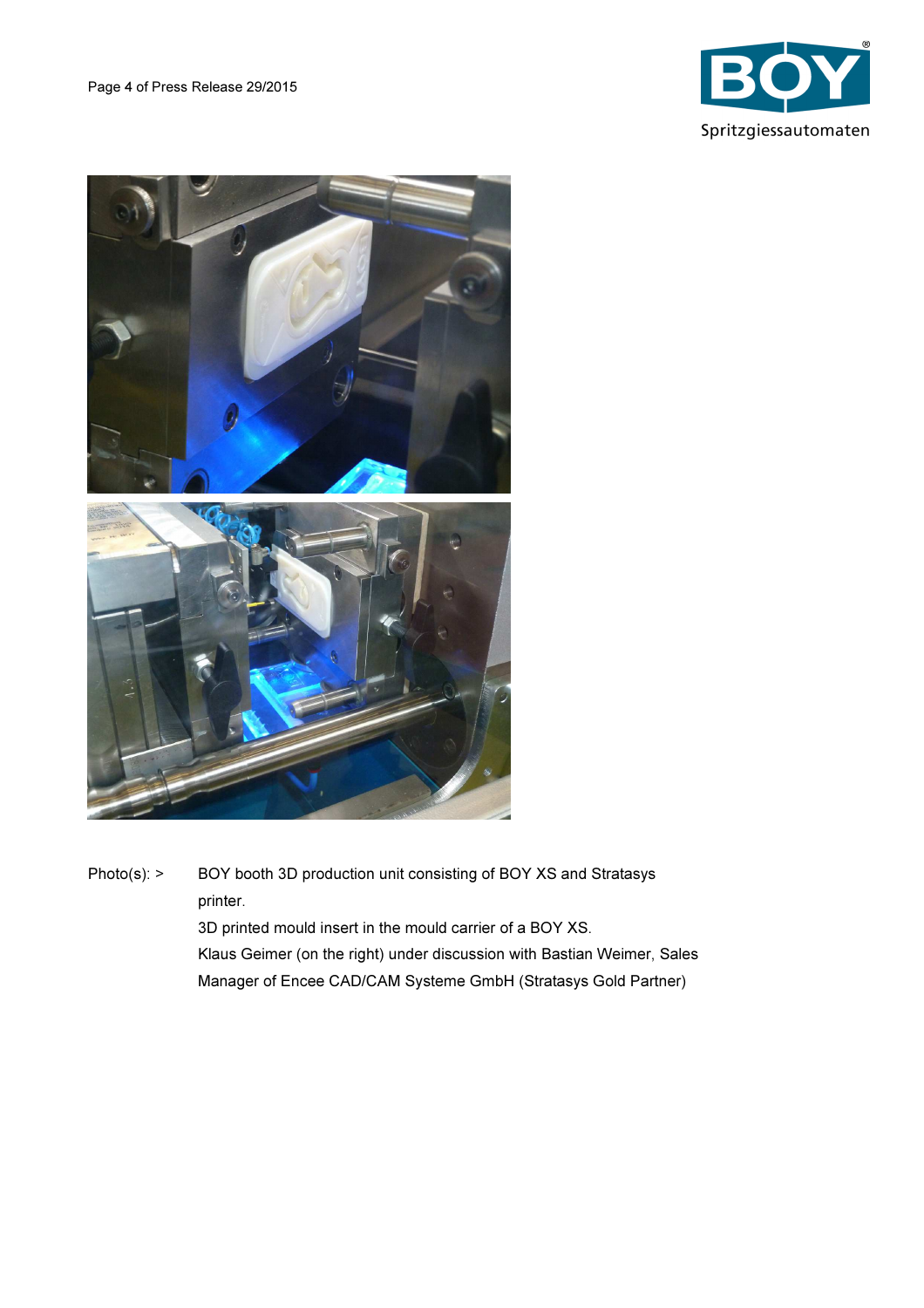Photo(s): > BOY booth 3D production unit consisting of BOY XS and Stratasys printer.

3D printed mould insert in the mould carrier of a BOY XS.

Klaus Geimer (on the right) under discussion with Bastian Weimer, Sales Manager of Encee CAD/CAM Systeme GmbH (Stratasys Gold Partner)